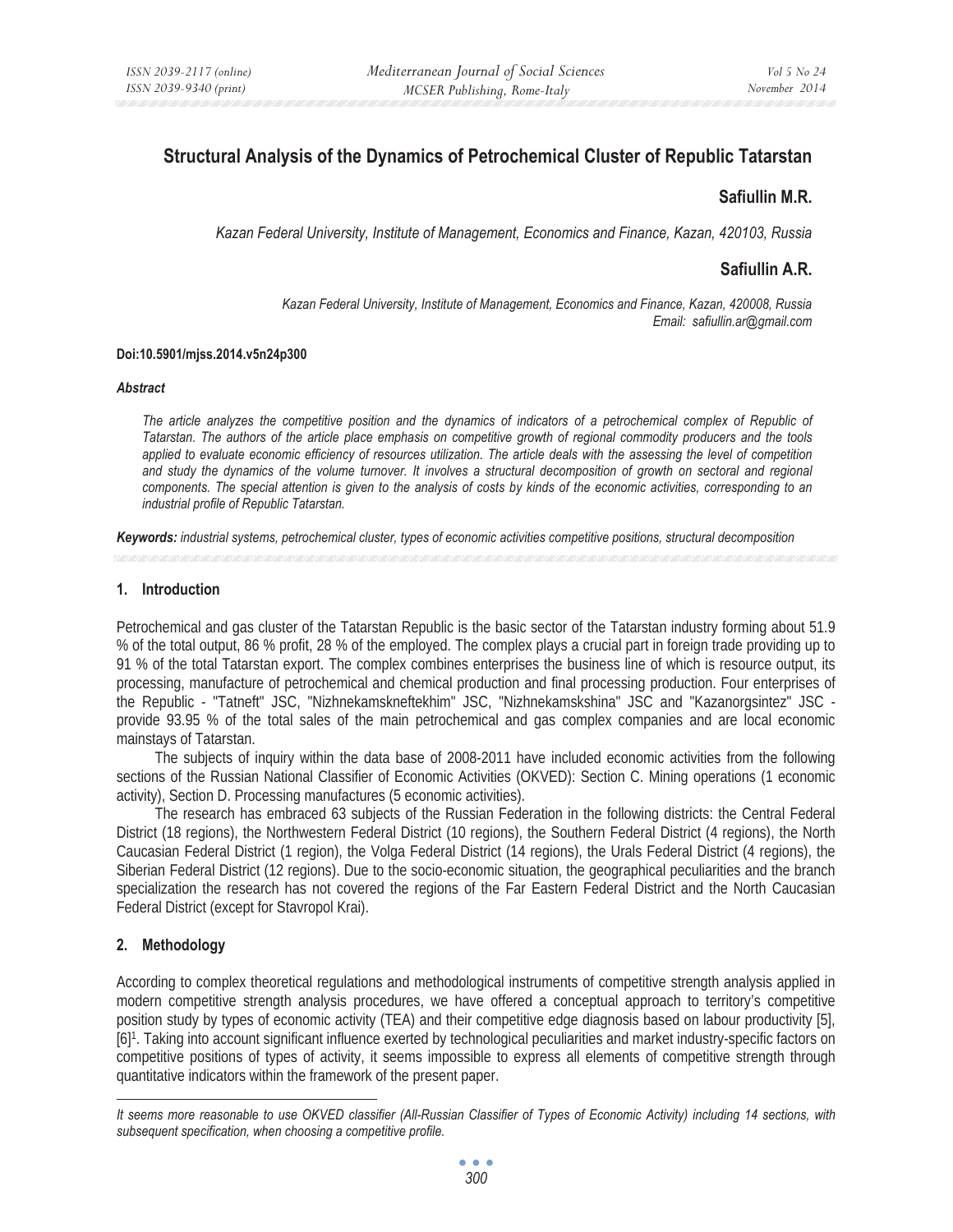# Structural Analysis of the Dynamics of Petrochemical Cluster of Republic Tatarstan

**Safiullin M.R.**

*Kazan Federal University, Institute of Management, Economics and Finance, Kazan, 420103, Russia*

**Safiullin A.R.**

*Kazan Federal University, Institute of Management, Economics and Finance, Kazan, 420008, Russia*
*Email: safiullin.ar@gmail.com*

**Doi:10.5901/mjss.2014.v5n24p300**

***Abstract***

*The article analyzes the competitive position and the dynamics of indicators of a petrochemical complex of Republic of Tatarstan. The authors of the article place emphasis on competitive growth of regional commodity producers and the tools applied to evaluate economic efficiency of resources utilization. The article deals with the assessing the level of competition and study the dynamics of the volume turnover. It involves a structural decomposition of growth on sectoral and regional components. The special attention is given to the analysis of costs by kinds of the economic activities, corresponding to an industrial profile of Republic Tatarstan.*

***Keywords:*** *industrial systems, petrochemical cluster, types of economic activities competitive positions, structural decomposition*

## 1. Introduction

Petrochemical and gas cluster of the Tatarstan Republic is the basic sector of the Tatarstan industry forming about 51.9 % of the total output, 86 % profit, 28 % of the employed. The complex plays a crucial part in foreign trade providing up to 91 % of the total Tatarstan export. The complex combines enterprises the business line of which is resource output, its processing, manufacture of petrochemical and chemical production and final processing production. Four enterprises of the Republic - "Tatneft" JSC, "Nizhnekamskneftekhim" JSC, "Nizhnekamskshina" JSC and "Kazanorgsintez" JSC - provide 93.95 % of the total sales of the main petrochemical and gas complex companies and are local economic mainstays of Tatarstan.

The subjects of inquiry within the data base of 2008-2011 have included economic activities from the following sections of the Russian National Classifier of Economic Activities (OKVED): Section C. Mining operations (1 economic activity), Section D. Processing manufactures (5 economic activities).

The research has embraced 63 subjects of the Russian Federation in the following districts: the Central Federal District (18 regions), the Northwestern Federal District (10 regions), the Southern Federal District (4 regions), the North Caucasian Federal District (1 region), the Volga Federal District (14 regions), the Urals Federal District (4 regions), the Siberian Federal District (12 regions). Due to the socio-economic situation, the geographical peculiarities and the branch specialization the research has not covered the regions of the Far Eastern Federal District and the North Caucasian Federal District (except for Stavropol Krai).

## 2. Methodology

According to complex theoretical regulations and methodological instruments of competitive strength analysis applied in modern competitive strength analysis procedures, we have offered a conceptual approach to territory's competitive position study by types of economic activity (TEA) and their competitive edge diagnosis based on labour productivity [5], [6][1]. Taking into account significant influence exerted by technological peculiarities and market industry-specific factors on competitive positions of types of activity, it seems impossible to express all elements of competitive strength through quantitative indicators within the framework of the present paper.

---

[1] *It seems more reasonable to use OKVED classifier (All-Russian Classifier of Types of Economic Activity) including 14 sections, with subsequent specification, when choosing a competitive profile.*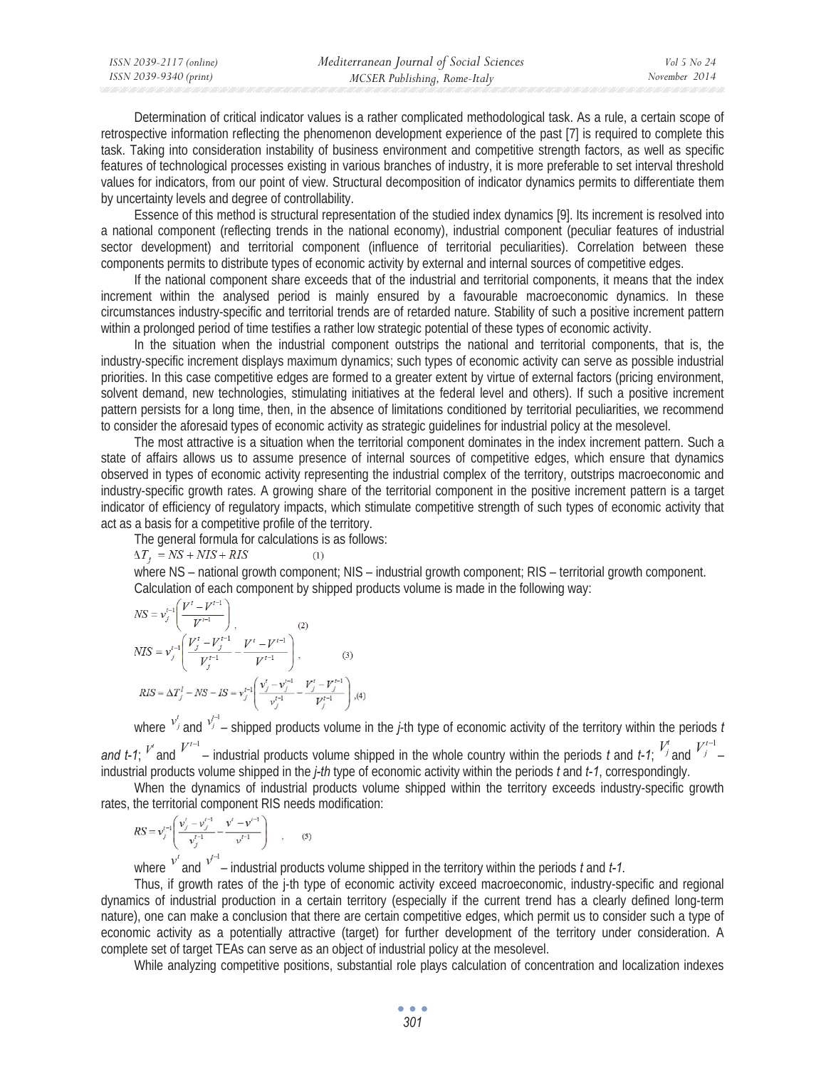Determination of critical indicator values is a rather complicated methodological task. As a rule, a certain scope of retrospective information reflecting the phenomenon development experience of the past [7] is required to complete this task. Taking into consideration instability of business environment and competitive strength factors, as well as specific features of technological processes existing in various branches of industry, it is more preferable to set interval threshold values for indicators, from our point of view. Structural decomposition of indicator dynamics permits to differentiate them by uncertainty levels and degree of controllability.

Essence of this method is structural representation of the studied index dynamics [9]. Its increment is resolved into a national component (reflecting trends in the national economy), industrial component (peculiar features of industrial sector development) and territorial component (influence of territorial peculiarities). Correlation between these components permits to distribute types of economic activity by external and internal sources of competitive edges.

If the national component share exceeds that of the industrial and territorial components, it means that the index increment within the analysed period is mainly ensured by a favourable macroeconomic dynamics. In these circumstances industry-specific and territorial trends are of retarded nature. Stability of such a positive increment pattern within a prolonged period of time testifies a rather low strategic potential of these types of economic activity.

In the situation when the industrial component outstrips the national and territorial components, that is, the industry-specific increment displays maximum dynamics; such types of economic activity can serve as possible industrial priorities. In this case competitive edges are formed to a greater extent by virtue of external factors (pricing environment, solvent demand, new technologies, stimulating initiatives at the federal level and others). If such a positive increment pattern persists for a long time, then, in the absence of limitations conditioned by territorial peculiarities, we recommend to consider the aforesaid types of economic activity as strategic guidelines for industrial policy at the mesolevel.

The most attractive is a situation when the territorial component dominates in the index increment pattern. Such a state of affairs allows us to assume presence of internal sources of competitive edges, which ensure that dynamics observed in types of economic activity representing the industrial complex of the territory, outstrips macroeconomic and industry-specific growth rates. A growing share of the territorial component in the positive increment pattern is a target indicator of efficiency of regulatory impacts, which stimulate competitive strength of such types of economic activity that act as a basis for a competitive profile of the territory.

The general formula for calculations is as follows:

$$\Delta T_j = NS + NIS + RIS \qquad (1)$$

where NS – national growth component; NIS – industrial growth component; RIS – territorial growth component.

Calculation of each component by shipped products volume is made in the following way:

$$NS = v_j^{t-1}\left(\frac{V^t - V^{t-1}}{V^{t-1}}\right), \qquad (2)$$

$$NIS = v_j^{t-1}\left(\frac{V_j^t - V_j^{t-1}}{V_j^{t-1}} - \frac{V^t - V^{t-1}}{V^{t-1}}\right), \qquad (3)$$

$$RIS = \Delta T_j^I - NS - IS = v_j^{t-1}\left(\frac{v_j^t - v_j^{t-1}}{v_j^{t-1}} - \frac{V_j^t - V_j^{t-1}}{V_j^{t-1}}\right), \qquad (4)$$

where $v_j^t$ and $v_j^{t-1}$ – shipped products volume in the *j*-th type of economic activity of the territory within the periods *t and t-1*; $V^t$ and $V^{t-1}$ – industrial products volume shipped in the whole country within the periods *t* and *t-1*; $V_j^t$ and $V_j^{t-1}$ – industrial products volume shipped in the *j-th* type of economic activity within the periods *t* and *t-1*, correspondingly.

When the dynamics of industrial products volume shipped within the territory exceeds industry-specific growth rates, the territorial component RIS needs modification:

$$RS = v_j^{t-1}\left(\frac{v_j^t - v_j^{t-1}}{v_j^{t-1}} - \frac{v^t - v^{t-1}}{v^{t-1}}\right), \qquad (5)$$

where $v^t$ and $v^{t-1}$ – industrial products volume shipped in the territory within the periods *t* and *t-1*.

Thus, if growth rates of the j-th type of economic activity exceed macroeconomic, industry-specific and regional dynamics of industrial production in a certain territory (especially if the current trend has a clearly defined long-term nature), one can make a conclusion that there are certain competitive edges, which permit us to consider such a type of economic activity as a potentially attractive (target) for further development of the territory under consideration. A complete set of target TEAs can serve as an object of industrial policy at the mesolevel.

While analyzing competitive positions, substantial role plays calculation of concentration and localization indexes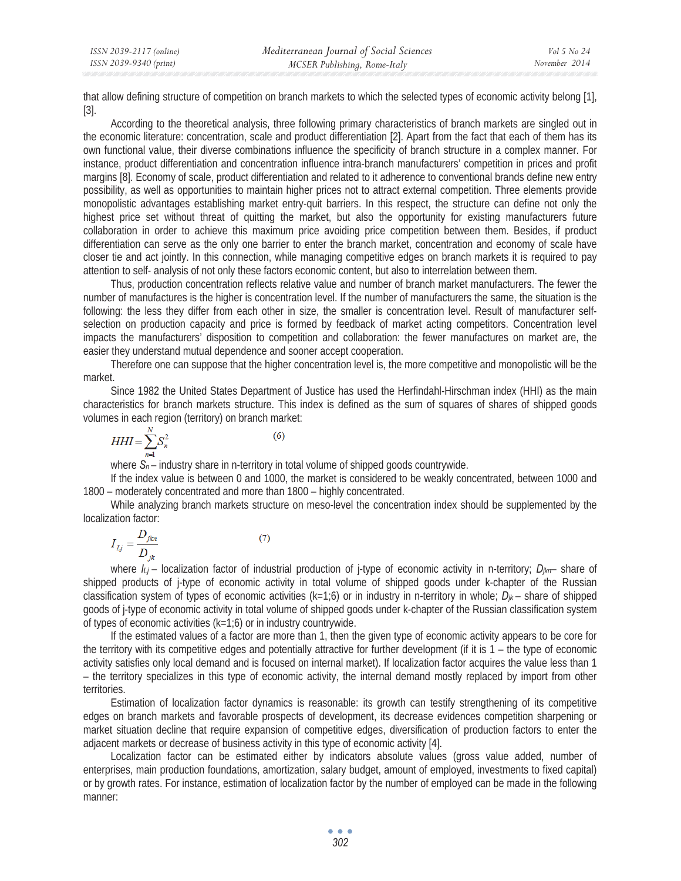that allow defining structure of competition on branch markets to which the selected types of economic activity belong [1], [3].

According to the theoretical analysis, three following primary characteristics of branch markets are singled out in the economic literature: concentration, scale and product differentiation [2]. Apart from the fact that each of them has its own functional value, their diverse combinations influence the specificity of branch structure in a complex manner. For instance, product differentiation and concentration influence intra-branch manufacturers' competition in prices and profit margins [8]. Economy of scale, product differentiation and related to it adherence to conventional brands define new entry possibility, as well as opportunities to maintain higher prices not to attract external competition. Three elements provide monopolistic advantages establishing market entry-quit barriers. In this respect, the structure can define not only the highest price set without threat of quitting the market, but also the opportunity for existing manufacturers future collaboration in order to achieve this maximum price avoiding price competition between them. Besides, if product differentiation can serve as the only one barrier to enter the branch market, concentration and economy of scale have closer tie and act jointly. In this connection, while managing competitive edges on branch markets it is required to pay attention to self- analysis of not only these factors economic content, but also to interrelation between them.

Thus, production concentration reflects relative value and number of branch market manufacturers. The fewer the number of manufactures is the higher is concentration level. If the number of manufacturers the same, the situation is the following: the less they differ from each other in size, the smaller is concentration level. Result of manufacturer self-selection on production capacity and price is formed by feedback of market acting competitors. Concentration level impacts the manufacturers' disposition to competition and collaboration: the fewer manufactures on market are, the easier they understand mutual dependence and sooner accept cooperation.

Therefore one can suppose that the higher concentration level is, the more competitive and monopolistic will be the market.

Since 1982 the United States Department of Justice has used the Herfindahl-Hirschman index (HHI) as the main characteristics for branch markets structure. This index is defined as the sum of squares of shares of shipped goods volumes in each region (territory) on branch market:

$$HHI = \sum_{n=1}^{N} S_n^2 \qquad (6)$$

where $S_n$ – industry share in n-territory in total volume of shipped goods countrywide.

If the index value is between 0 and 1000, the market is considered to be weakly concentrated, between 1000 and 1800 – moderately concentrated and more than 1800 – highly concentrated.

While analyzing branch markets structure on meso-level the concentration index should be supplemented by the localization factor:

$$I_{Lj} = \frac{D_{jkn}}{D_{jk}} \qquad (7)$$

where $I_{Lj}$ – localization factor of industrial production of j-type of economic activity in n-territory; $D_{jkn}$– share of shipped products of j-type of economic activity in total volume of shipped goods under k-chapter of the Russian classification system of types of economic activities (k=1;6) or in industry in n-territory in whole; $D_{jk}$ – share of shipped goods of j-type of economic activity in total volume of shipped goods under k-chapter of the Russian classification system of types of economic activities (k=1;6) or in industry countrywide.

If the estimated values of a factor are more than 1, then the given type of economic activity appears to be core for the territory with its competitive edges and potentially attractive for further development (if it is 1 – the type of economic activity satisfies only local demand and is focused on internal market). If localization factor acquires the value less than 1 – the territory specializes in this type of economic activity, the internal demand mostly replaced by import from other territories.

Estimation of localization factor dynamics is reasonable: its growth can testify strengthening of its competitive edges on branch markets and favorable prospects of development, its decrease evidences competition sharpening or market situation decline that require expansion of competitive edges, diversification of production factors to enter the adjacent markets or decrease of business activity in this type of economic activity [4].

Localization factor can be estimated either by indicators absolute values (gross value added, number of enterprises, main production foundations, amortization, salary budget, amount of employed, investments to fixed capital) or by growth rates. For instance, estimation of localization factor by the number of employed can be made in the following manner: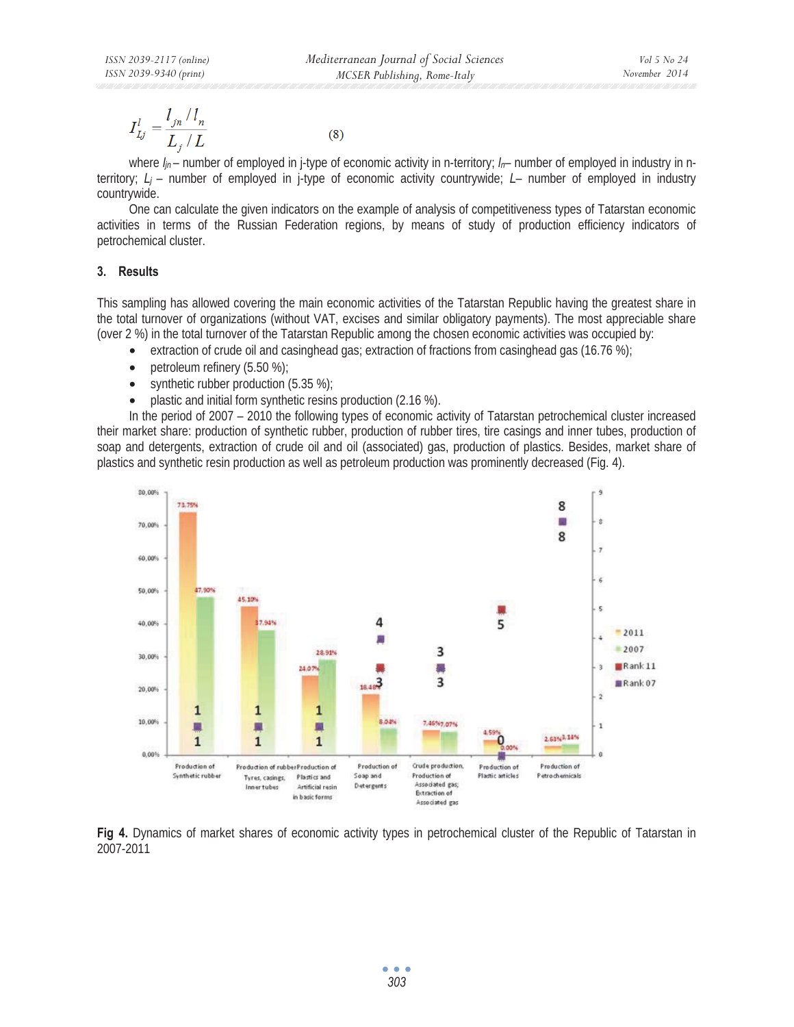$$I_{Lj}^{l} = \frac{l_{jn} / l_n}{L_j / L} \tag{8}$$

where $l_{jn}$ – number of employed in j-type of economic activity in n-territory; $l_n$– number of employed in industry in n-territory; $L_j$ – number of employed in j-type of economic activity countrywide; $L$– number of employed in industry countrywide.

One can calculate the given indicators on the example of analysis of competitiveness types of Tatarstan economic activities in terms of the Russian Federation regions, by means of study of production efficiency indicators of petrochemical cluster.

## 3. Results

This sampling has allowed covering the main economic activities of the Tatarstan Republic having the greatest share in the total turnover of organizations (without VAT, excises and similar obligatory payments). The most appreciable share (over 2 %) in the total turnover of the Tatarstan Republic among the chosen economic activities was occupied by:

- extraction of crude oil and casinghead gas; extraction of fractions from casinghead gas (16.76 %);
- petroleum refinery (5.50 %);
- synthetic rubber production (5.35 %);
- plastic and initial form synthetic resins production (2.16 %).

In the period of 2007 – 2010 the following types of economic activity of Tatarstan petrochemical cluster increased their market share: production of synthetic rubber, production of rubber tires, tire casings and inner tubes, production of soap and detergents, extraction of crude oil and oil (associated) gas, production of plastics. Besides, market share of plastics and synthetic resin production as well as petroleum production was prominently decreased (Fig. 4).

**Fig 4.** Dynamics of market shares of economic activity types in petrochemical cluster of the Republic of Tatarstan in 2007-2011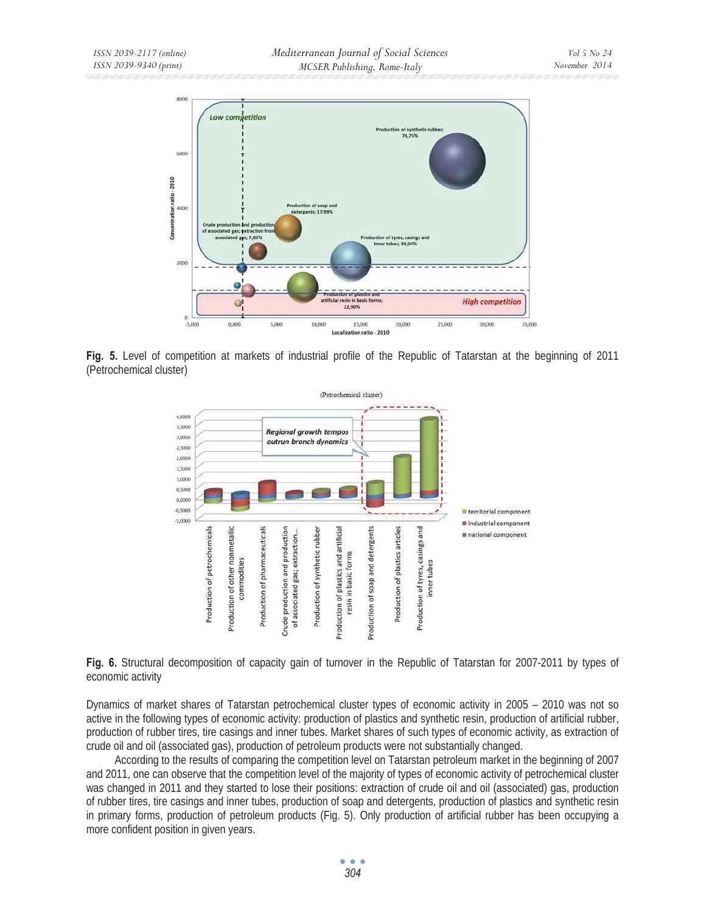**Fig. 5.** Level of competition at markets of industrial profile of the Republic of Tatarstan at the beginning of 2011 (Petrochemical cluster)

**Fig. 6.** Structural decomposition of capacity gain of turnover in the Republic of Tatarstan for 2007-2011 by types of economic activity

Dynamics of market shares of Tatarstan petrochemical cluster types of economic activity in 2005 – 2010 was not so active in the following types of economic activity: production of plastics and synthetic resin, production of artificial rubber, production of rubber tires, tire casings and inner tubes. Market shares of such types of economic activity, as extraction of crude oil and oil (associated gas), production of petroleum products were not substantially changed.

According to the results of comparing the competition level on Tatarstan petroleum market in the beginning of 2007 and 2011, one can observe that the competition level of the majority of types of economic activity of petrochemical cluster was changed in 2011 and they started to lose their positions: extraction of crude oil and oil (associated) gas, production of rubber tires, tire casings and inner tubes, production of soap and detergents, production of plastics and synthetic resin in primary forms, production of petroleum products (Fig. 5). Only production of artificial rubber has been occupying a more confident position in given years.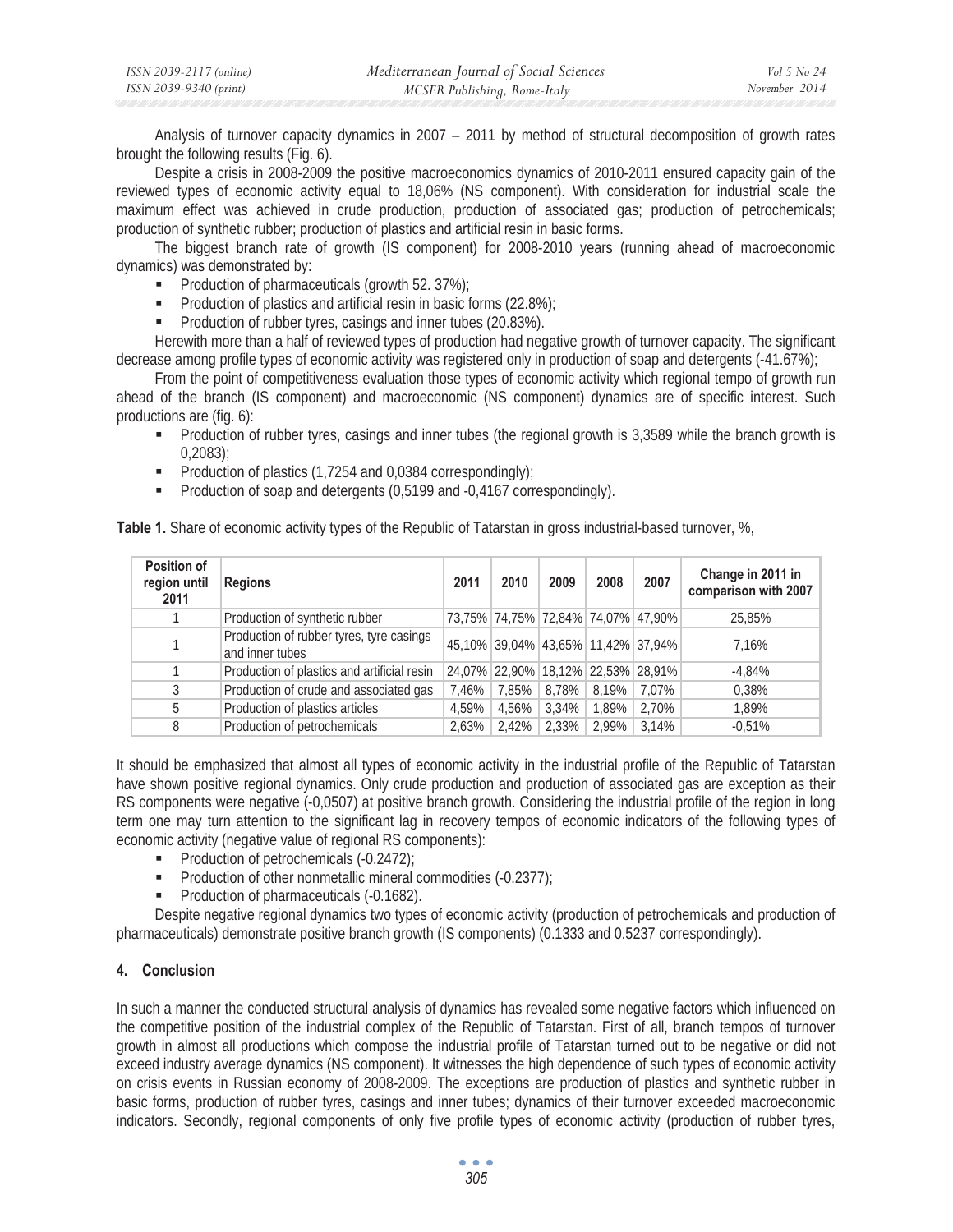Analysis of turnover capacity dynamics in 2007 – 2011 by method of structural decomposition of growth rates brought the following results (Fig. 6).

Despite a crisis in 2008-2009 the positive macroeconomics dynamics of 2010-2011 ensured capacity gain of the reviewed types of economic activity equal to 18,06% (NS component). With consideration for industrial scale the maximum effect was achieved in crude production, production of associated gas; production of petrochemicals; production of synthetic rubber; production of plastics and artificial resin in basic forms.

The biggest branch rate of growth (IS component) for 2008-2010 years (running ahead of macroeconomic dynamics) was demonstrated by:

- Production of pharmaceuticals (growth 52. 37%);
- Production of plastics and artificial resin in basic forms (22.8%);
- Production of rubber tyres, casings and inner tubes (20.83%).

Herewith more than a half of reviewed types of production had negative growth of turnover capacity. The significant decrease among profile types of economic activity was registered only in production of soap and detergents (-41.67%);

From the point of competitiveness evaluation those types of economic activity which regional tempo of growth run ahead of the branch (IS component) and macroeconomic (NS component) dynamics are of specific interest. Such productions are (fig. 6):

- Production of rubber tyres, casings and inner tubes (the regional growth is 3,3589 while the branch growth is 0,2083);
- Production of plastics (1,7254 and 0,0384 correspondingly);
- Production of soap and detergents (0,5199 and -0,4167 correspondingly).

**Table 1.** Share of economic activity types of the Republic of Tatarstan in gross industrial-based turnover, %,

| Position of region until 2011 | Regions | 2011 | 2010 | 2009 | 2008 | 2007 | Change in 2011 in comparison with 2007 |
|---|---|---|---|---|---|---|---|
| 1 | Production of synthetic rubber | 73,75% | 74,75% | 72,84% | 74,07% | 47,90% | 25,85% |
| 1 | Production of rubber tyres, tyre casings and inner tubes | 45,10% | 39,04% | 43,65% | 11,42% | 37,94% | 7,16% |
| 1 | Production of plastics and artificial resin | 24,07% | 22,90% | 18,12% | 22,53% | 28,91% | -4,84% |
| 3 | Production of crude and associated gas | 7,46% | 7,85% | 8,78% | 8,19% | 7,07% | 0,38% |
| 5 | Production of plastics articles | 4,59% | 4,56% | 3,34% | 1,89% | 2,70% | 1,89% |
| 8 | Production of petrochemicals | 2,63% | 2,42% | 2,33% | 2,99% | 3,14% | -0,51% |

It should be emphasized that almost all types of economic activity in the industrial profile of the Republic of Tatarstan have shown positive regional dynamics. Only crude production and production of associated gas are exception as their RS components were negative (-0,0507) at positive branch growth. Considering the industrial profile of the region in long term one may turn attention to the significant lag in recovery tempos of economic indicators of the following types of economic activity (negative value of regional RS components):

- Production of petrochemicals (-0.2472);
- Production of other nonmetallic mineral commodities (-0.2377);
- Production of pharmaceuticals (-0.1682).

Despite negative regional dynamics two types of economic activity (production of petrochemicals and production of pharmaceuticals) demonstrate positive branch growth (IS components) (0.1333 and 0.5237 correspondingly).

## 4. Conclusion

In such a manner the conducted structural analysis of dynamics has revealed some negative factors which influenced on the competitive position of the industrial complex of the Republic of Tatarstan. First of all, branch tempos of turnover growth in almost all productions which compose the industrial profile of Tatarstan turned out to be negative or did not exceed industry average dynamics (NS component). It witnesses the high dependence of such types of economic activity on crisis events in Russian economy of 2008-2009. The exceptions are production of plastics and synthetic rubber in basic forms, production of rubber tyres, casings and inner tubes; dynamics of their turnover exceeded macroeconomic indicators. Secondly, regional components of only five profile types of economic activity (production of rubber tyres,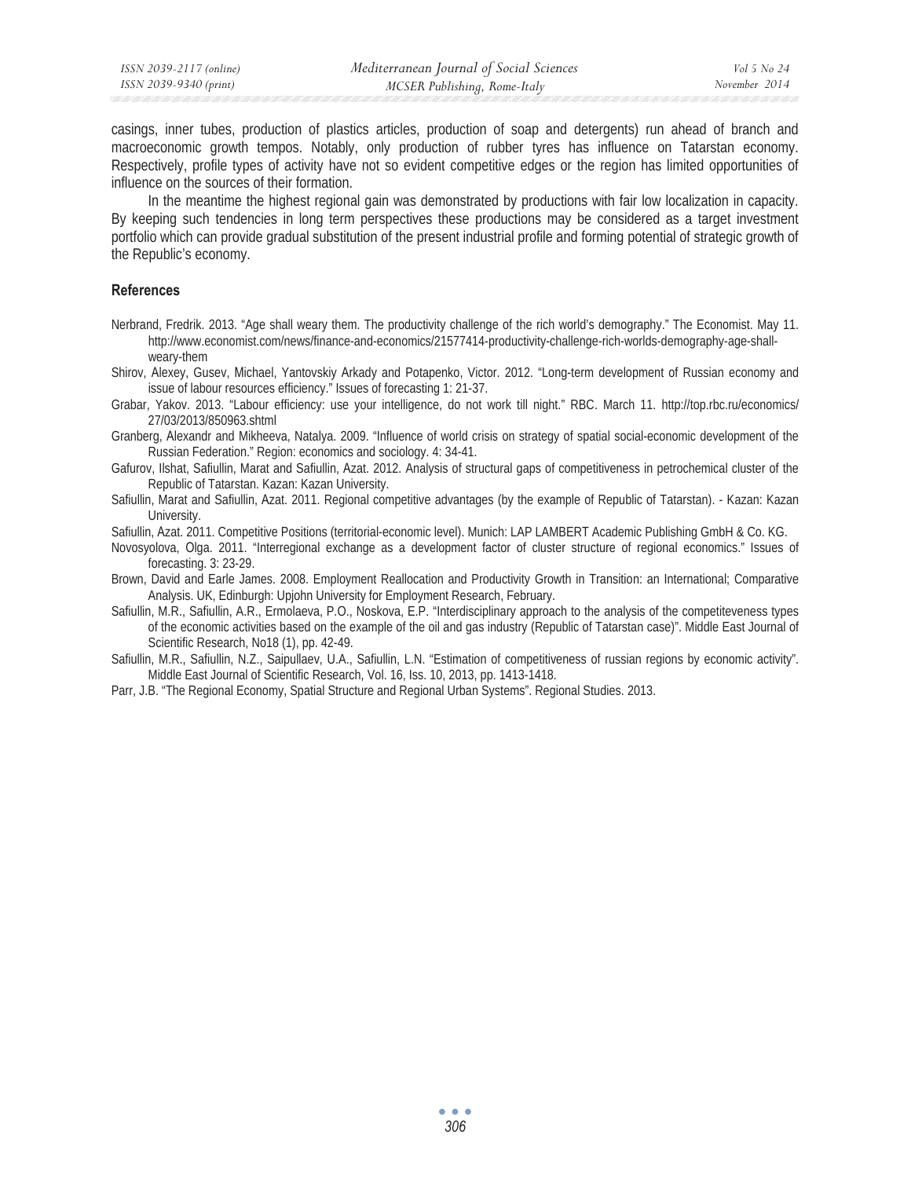casings, inner tubes, production of plastics articles, production of soap and detergents) run ahead of branch and macroeconomic growth tempos. Notably, only production of rubber tyres has influence on Tatarstan economy. Respectively, profile types of activity have not so evident competitive edges or the region has limited opportunities of influence on the sources of their formation.

In the meantime the highest regional gain was demonstrated by productions with fair low localization in capacity. By keeping such tendencies in long term perspectives these productions may be considered as a target investment portfolio which can provide gradual substitution of the present industrial profile and forming potential of strategic growth of the Republic's economy.

## References

Nerbrand, Fredrik. 2013. "Age shall weary them. The productivity challenge of the rich world's demography." The Economist. May 11. http://www.economist.com/news/finance-and-economics/21577414-productivity-challenge-rich-worlds-demography-age-shall-weary-them

Shirov, Alexey, Gusev, Michael, Yantovskiy Arkady and Potapenko, Victor. 2012. "Long-term development of Russian economy and issue of labour resources efficiency." Issues of forecasting 1: 21-37.

Grabar, Yakov. 2013. "Labour efficiency: use your intelligence, do not work till night." RBC. March 11. http://top.rbc.ru/economics/27/03/2013/850963.shtml

Granberg, Alexandr and Mikheeva, Natalya. 2009. "Influence of world crisis on strategy of spatial social-economic development of the Russian Federation." Region: economics and sociology. 4: 34-41.

Gafurov, Ilshat, Safiullin, Marat and Safiullin, Azat. 2012. Analysis of structural gaps of competitiveness in petrochemical cluster of the Republic of Tatarstan. Kazan: Kazan University.

Safiullin, Marat and Safiullin, Azat. 2011. Regional competitive advantages (by the example of Republic of Tatarstan). - Kazan: Kazan University.

Safiullin, Azat. 2011. Competitive Positions (territorial-economic level). Munich: LAP LAMBERT Academic Publishing GmbH & Co. KG.

Novosyolova, Olga. 2011. "Interregional exchange as a development factor of cluster structure of regional economics." Issues of forecasting. 3: 23-29.

Brown, David and Earle James. 2008. Employment Reallocation and Productivity Growth in Transition: an International; Comparative Analysis. UK, Edinburgh: Upjohn University for Employment Research, February.

Safiullin, M.R., Safiullin, A.R., Ermolaeva, P.O., Noskova, E.P. "Interdisciplinary approach to the analysis of the competiteveness types of the economic activities based on the example of the oil and gas industry (Republic of Tatarstan case)". Middle East Journal of Scientific Research, No18 (1), pp. 42-49.

Safiullin, M.R., Safiullin, N.Z., Saipullaev, U.A., Safiullin, L.N. "Estimation of competitiveness of russian regions by economic activity". Middle East Journal of Scientific Research, Vol. 16, Iss. 10, 2013, pp. 1413-1418.

Parr, J.B. "The Regional Economy, Spatial Structure and Regional Urban Systems". Regional Studies. 2013.